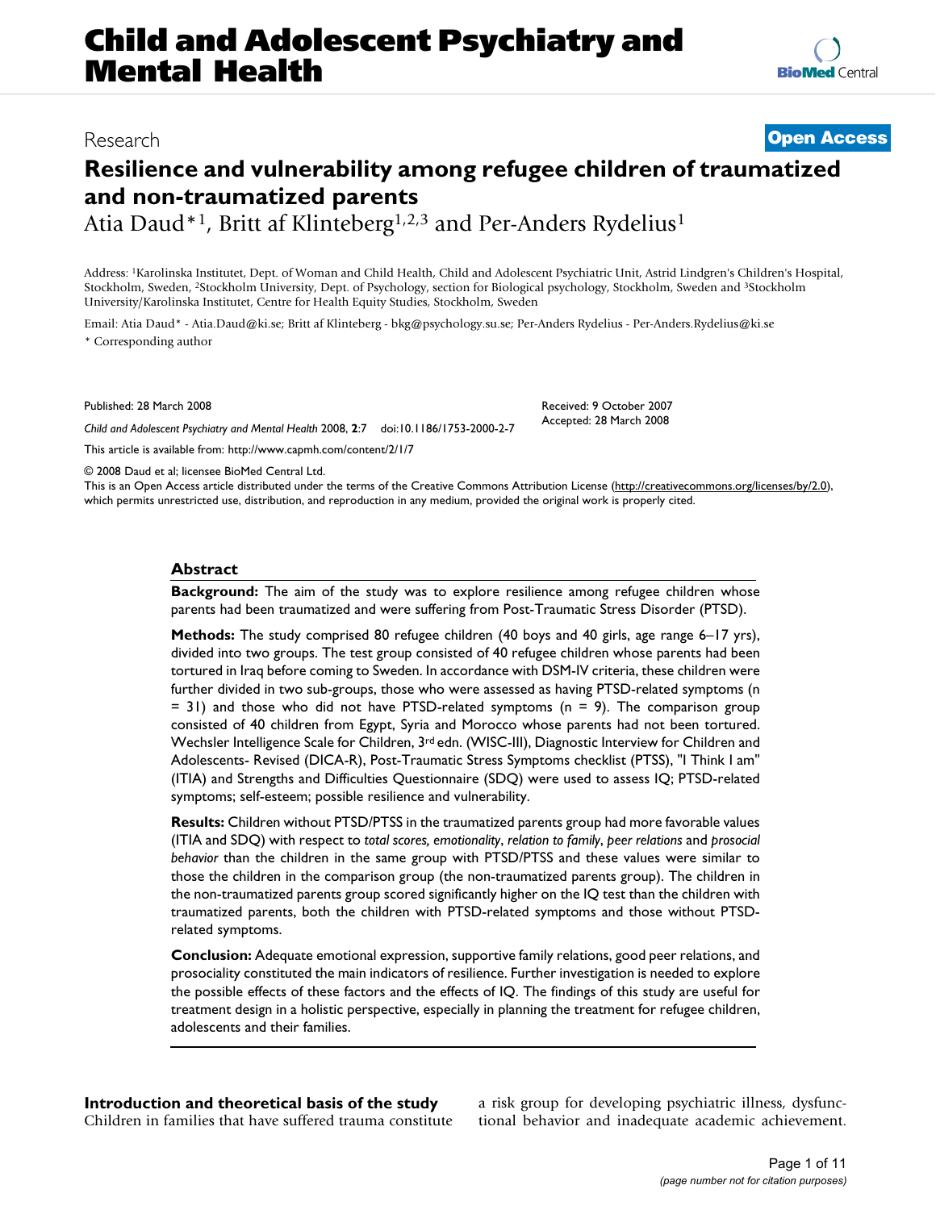# Resilience and vulnerability among refugee children of traumatized and non-traumatized parents

Research · Open Access

Atia Daud*[1], Britt af Klinteberg[1,2,3] and Per-Anders Rydelius[1]

Address: [1]Karolinska Institutet, Dept. of Woman and Child Health, Child and Adolescent Psychiatric Unit, Astrid Lindgren's Children's Hospital, Stockholm, Sweden, [2]Stockholm University, Dept. of Psychology, section for Biological psychology, Stockholm, Sweden and [3]Stockholm University/Karolinska Institutet, Centre for Health Equity Studies, Stockholm, Sweden

Email: Atia Daud* - Atia.Daud@ki.se; Britt af Klinteberg - bkg@psychology.su.se; Per-Anders Rydelius - Per-Anders.Rydelius@ki.se

\* Corresponding author

Published: 28 March 2008

*Child and Adolescent Psychiatry and Mental Health* 2008, **2**:7 doi:10.1186/1753-2000-2-7

This article is available from: http://www.capmh.com/content/2/1/7

Received: 9 October 2007
Accepted: 28 March 2008

© 2008 Daud et al; licensee BioMed Central Ltd.
This is an Open Access article distributed under the terms of the Creative Commons Attribution License (http://creativecommons.org/licenses/by/2.0), which permits unrestricted use, distribution, and reproduction in any medium, provided the original work is properly cited.

## Abstract

**Background:** The aim of the study was to explore resilience among refugee children whose parents had been traumatized and were suffering from Post-Traumatic Stress Disorder (PTSD).

**Methods:** The study comprised 80 refugee children (40 boys and 40 girls, age range 6–17 yrs), divided into two groups. The test group consisted of 40 refugee children whose parents had been tortured in Iraq before coming to Sweden. In accordance with DSM-IV criteria, these children were further divided in two sub-groups, those who were assessed as having PTSD-related symptoms (n = 31) and those who did not have PTSD-related symptoms (n = 9). The comparison group consisted of 40 children from Egypt, Syria and Morocco whose parents had not been tortured. Wechsler Intelligence Scale for Children, 3rd edn. (WISC-III), Diagnostic Interview for Children and Adolescents- Revised (DICA-R), Post-Traumatic Stress Symptoms checklist (PTSS), "I Think I am" (ITIA) and Strengths and Difficulties Questionnaire (SDQ) were used to assess IQ; PTSD-related symptoms; self-esteem; possible resilience and vulnerability.

**Results:** Children without PTSD/PTSS in the traumatized parents group had more favorable values (ITIA and SDQ) with respect to *total scores, emotionality*, *relation to family*, *peer relations* and *prosocial behavior* than the children in the same group with PTSD/PTSS and these values were similar to those the children in the comparison group (the non-traumatized parents group). The children in the non-traumatized parents group scored significantly higher on the IQ test than the children with traumatized parents, both the children with PTSD-related symptoms and those without PTSD-related symptoms.

**Conclusion:** Adequate emotional expression, supportive family relations, good peer relations, and prosociality constituted the main indicators of resilience. Further investigation is needed to explore the possible effects of these factors and the effects of IQ. The findings of this study are useful for treatment design in a holistic perspective, especially in planning the treatment for refugee children, adolescents and their families.

## Introduction and theoretical basis of the study

Children in families that have suffered trauma constitute a risk group for developing psychiatric illness, dysfunctional behavior and inadequate academic achievement.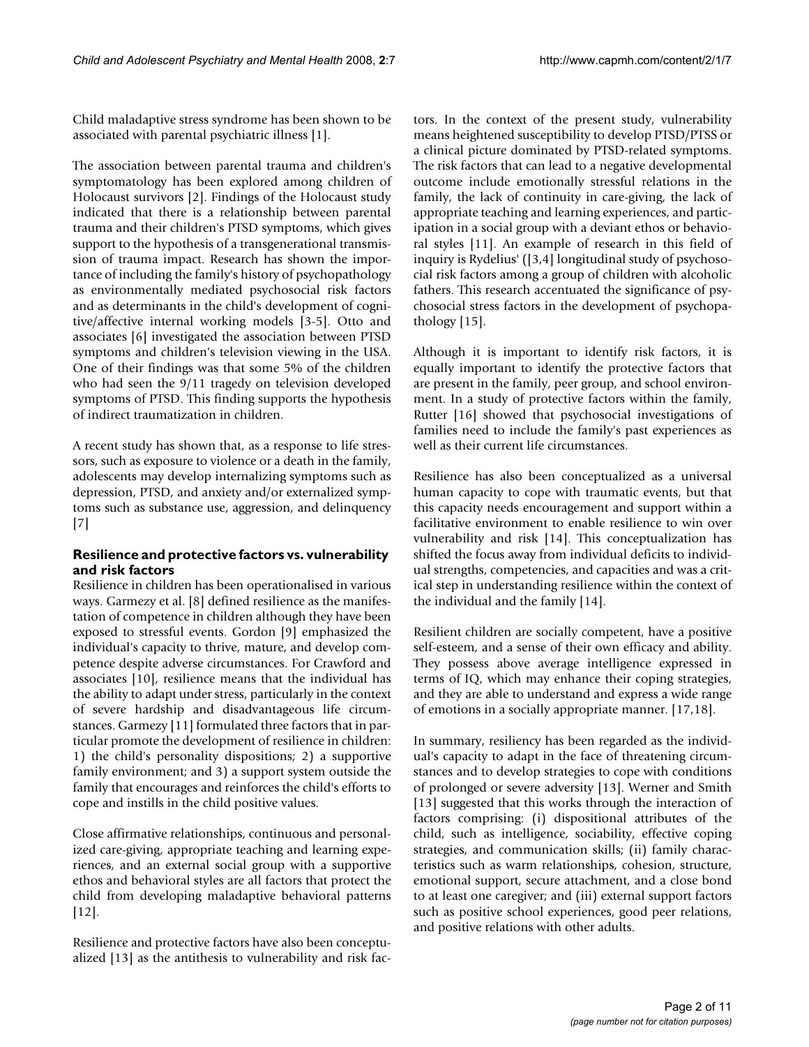Child maladaptive stress syndrome has been shown to be associated with parental psychiatric illness [1].

The association between parental trauma and children's symptomatology has been explored among children of Holocaust survivors [2]. Findings of the Holocaust study indicated that there is a relationship between parental trauma and their children's PTSD symptoms, which gives support to the hypothesis of a transgenerational transmission of trauma impact. Research has shown the importance of including the family's history of psychopathology as environmentally mediated psychosocial risk factors and as determinants in the child's development of cognitive/affective internal working models [3-5]. Otto and associates [6] investigated the association between PTSD symptoms and children's television viewing in the USA. One of their findings was that some 5% of the children who had seen the 9/11 tragedy on television developed symptoms of PTSD. This finding supports the hypothesis of indirect traumatization in children.

A recent study has shown that, as a response to life stressors, such as exposure to violence or a death in the family, adolescents may develop internalizing symptoms such as depression, PTSD, and anxiety and/or externalized symptoms such as substance use, aggression, and delinquency [7]

### Resilience and protective factors vs. vulnerability and risk factors

Resilience in children has been operationalised in various ways. Garmezy et al. [8] defined resilience as the manifestation of competence in children although they have been exposed to stressful events. Gordon [9] emphasized the individual's capacity to thrive, mature, and develop competence despite adverse circumstances. For Crawford and associates [10], resilience means that the individual has the ability to adapt under stress, particularly in the context of severe hardship and disadvantageous life circumstances. Garmezy [11] formulated three factors that in particular promote the development of resilience in children: 1) the child's personality dispositions; 2) a supportive family environment; and 3) a support system outside the family that encourages and reinforces the child's efforts to cope and instills in the child positive values.

Close affirmative relationships, continuous and personalized care-giving, appropriate teaching and learning experiences, and an external social group with a supportive ethos and behavioral styles are all factors that protect the child from developing maladaptive behavioral patterns [12].

Resilience and protective factors have also been conceptualized [13] as the antithesis to vulnerability and risk factors. In the context of the present study, vulnerability means heightened susceptibility to develop PTSD/PTSS or a clinical picture dominated by PTSD-related symptoms. The risk factors that can lead to a negative developmental outcome include emotionally stressful relations in the family, the lack of continuity in care-giving, the lack of appropriate teaching and learning experiences, and participation in a social group with a deviant ethos or behavioral styles [11]. An example of research in this field of inquiry is Rydelius' ([3,4] longitudinal study of psychosocial risk factors among a group of children with alcoholic fathers. This research accentuated the significance of psychosocial stress factors in the development of psychopathology [15].

Although it is important to identify risk factors, it is equally important to identify the protective factors that are present in the family, peer group, and school environment. In a study of protective factors within the family, Rutter [16] showed that psychosocial investigations of families need to include the family's past experiences as well as their current life circumstances.

Resilience has also been conceptualized as a universal human capacity to cope with traumatic events, but that this capacity needs encouragement and support within a facilitative environment to enable resilience to win over vulnerability and risk [14]. This conceptualization has shifted the focus away from individual deficits to individual strengths, competencies, and capacities and was a critical step in understanding resilience within the context of the individual and the family [14].

Resilient children are socially competent, have a positive self-esteem, and a sense of their own efficacy and ability. They possess above average intelligence expressed in terms of IQ, which may enhance their coping strategies, and they are able to understand and express a wide range of emotions in a socially appropriate manner. [17,18].

In summary, resiliency has been regarded as the individual's capacity to adapt in the face of threatening circumstances and to develop strategies to cope with conditions of prolonged or severe adversity [13]. Werner and Smith [13] suggested that this works through the interaction of factors comprising: (i) dispositional attributes of the child, such as intelligence, sociability, effective coping strategies, and communication skills; (ii) family characteristics such as warm relationships, cohesion, structure, emotional support, secure attachment, and a close bond to at least one caregiver; and (iii) external support factors such as positive school experiences, good peer relations, and positive relations with other adults.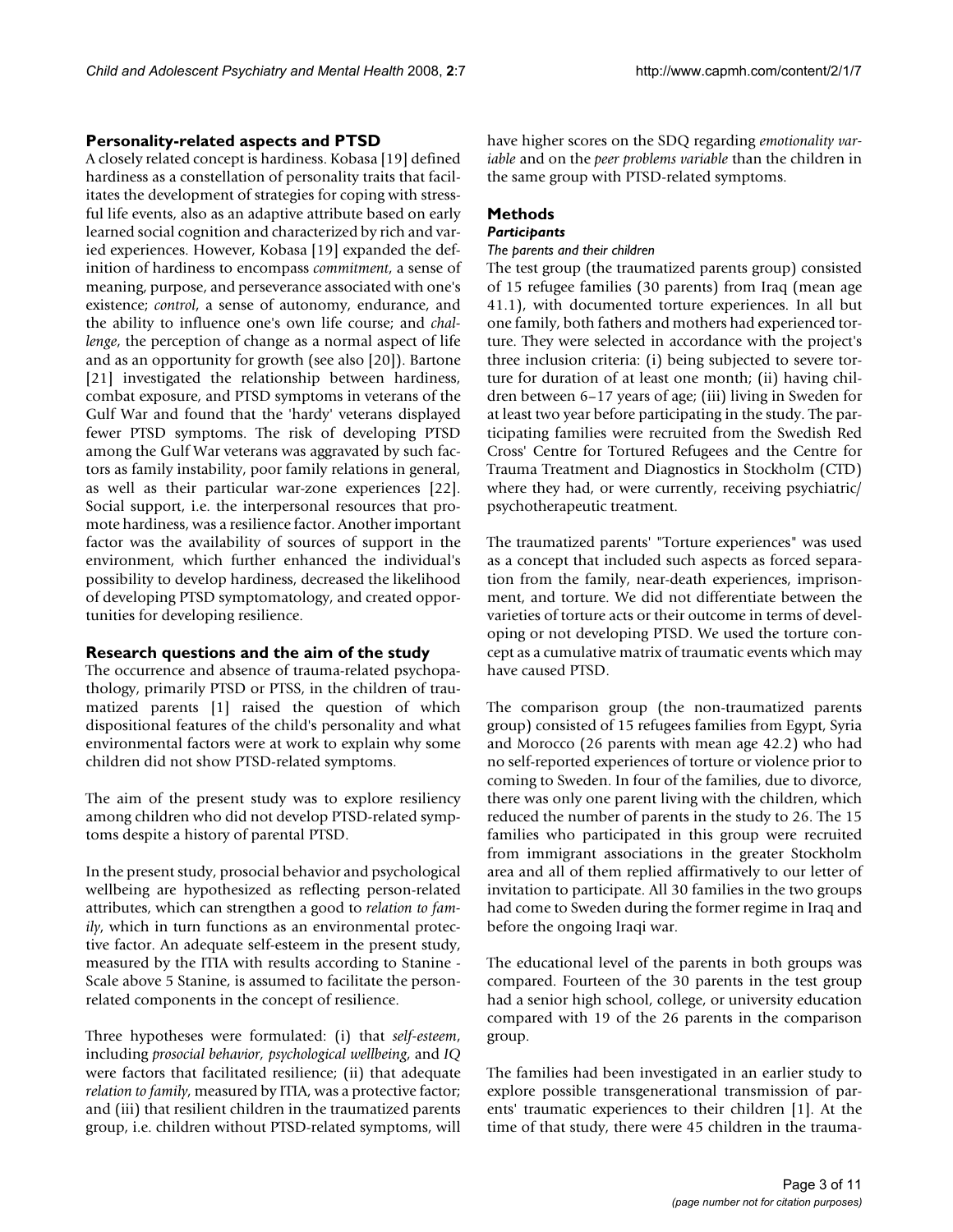## Personality-related aspects and PTSD

A closely related concept is hardiness. Kobasa [19] defined hardiness as a constellation of personality traits that facilitates the development of strategies for coping with stressful life events, also as an adaptive attribute based on early learned social cognition and characterized by rich and varied experiences. However, Kobasa [19] expanded the definition of hardiness to encompass *commitment*, a sense of meaning, purpose, and perseverance associated with one's existence; *control*, a sense of autonomy, endurance, and the ability to influence one's own life course; and *challenge*, the perception of change as a normal aspect of life and as an opportunity for growth (see also [20]). Bartone [21] investigated the relationship between hardiness, combat exposure, and PTSD symptoms in veterans of the Gulf War and found that the 'hardy' veterans displayed fewer PTSD symptoms. The risk of developing PTSD among the Gulf War veterans was aggravated by such factors as family instability, poor family relations in general, as well as their particular war-zone experiences [22]. Social support, i.e. the interpersonal resources that promote hardiness, was a resilience factor. Another important factor was the availability of sources of support in the environment, which further enhanced the individual's possibility to develop hardiness, decreased the likelihood of developing PTSD symptomatology, and created opportunities for developing resilience.

## Research questions and the aim of the study

The occurrence and absence of trauma-related psychopathology, primarily PTSD or PTSS, in the children of traumatized parents [1] raised the question of which dispositional features of the child's personality and what environmental factors were at work to explain why some children did not show PTSD-related symptoms.

The aim of the present study was to explore resiliency among children who did not develop PTSD-related symptoms despite a history of parental PTSD.

In the present study, prosocial behavior and psychological wellbeing are hypothesized as reflecting person-related attributes, which can strengthen a good to *relation to family*, which in turn functions as an environmental protective factor. An adequate self-esteem in the present study, measured by the ITIA with results according to Stanine - Scale above 5 Stanine, is assumed to facilitate the person-related components in the concept of resilience.

Three hypotheses were formulated: (i) that *self-esteem*, including *prosocial behavior*, *psychological wellbeing*, and *IQ* were factors that facilitated resilience; (ii) that adequate *relation to family*, measured by ITIA, was a protective factor; and (iii) that resilient children in the traumatized parents group, i.e. children without PTSD-related symptoms, will have higher scores on the SDQ regarding *emotionality variable* and on the *peer problems variable* than the children in the same group with PTSD-related symptoms.

## Methods

### *Participants*

#### *The parents and their children*

The test group (the traumatized parents group) consisted of 15 refugee families (30 parents) from Iraq (mean age 41.1), with documented torture experiences. In all but one family, both fathers and mothers had experienced torture. They were selected in accordance with the project's three inclusion criteria: (i) being subjected to severe torture for duration of at least one month; (ii) having children between 6–17 years of age; (iii) living in Sweden for at least two year before participating in the study. The participating families were recruited from the Swedish Red Cross' Centre for Tortured Refugees and the Centre for Trauma Treatment and Diagnostics in Stockholm (CTD) where they had, or were currently, receiving psychiatric/psychotherapeutic treatment.

The traumatized parents' "Torture experiences" was used as a concept that included such aspects as forced separation from the family, near-death experiences, imprisonment, and torture. We did not differentiate between the varieties of torture acts or their outcome in terms of developing or not developing PTSD. We used the torture concept as a cumulative matrix of traumatic events which may have caused PTSD.

The comparison group (the non-traumatized parents group) consisted of 15 refugees families from Egypt, Syria and Morocco (26 parents with mean age 42.2) who had no self-reported experiences of torture or violence prior to coming to Sweden. In four of the families, due to divorce, there was only one parent living with the children, which reduced the number of parents in the study to 26. The 15 families who participated in this group were recruited from immigrant associations in the greater Stockholm area and all of them replied affirmatively to our letter of invitation to participate. All 30 families in the two groups had come to Sweden during the former regime in Iraq and before the ongoing Iraqi war.

The educational level of the parents in both groups was compared. Fourteen of the 30 parents in the test group had a senior high school, college, or university education compared with 19 of the 26 parents in the comparison group.

The families had been investigated in an earlier study to explore possible transgenerational transmission of parents' traumatic experiences to their children [1]. At the time of that study, there were 45 children in the trauma-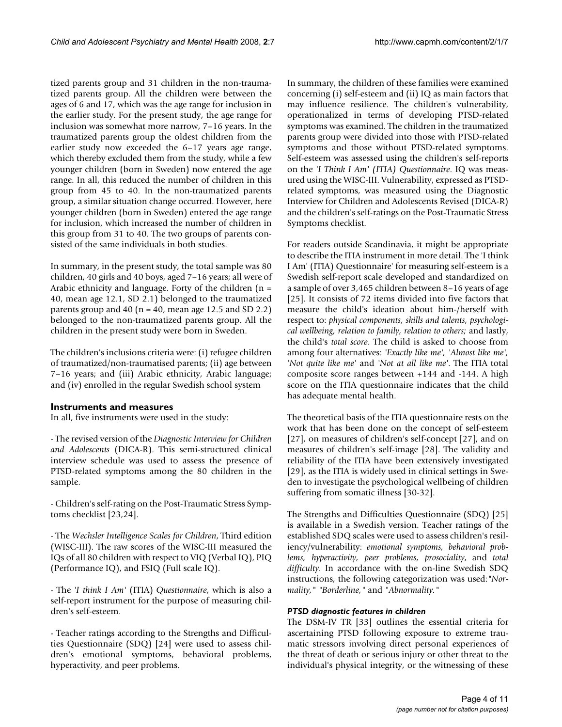tized parents group and 31 children in the non-traumatized parents group. All the children were between the ages of 6 and 17, which was the age range for inclusion in the earlier study. For the present study, the age range for inclusion was somewhat more narrow, 7–16 years. In the traumatized parents group the oldest children from the earlier study now exceeded the 6–17 years age range, which thereby excluded them from the study, while a few younger children (born in Sweden) now entered the age range. In all, this reduced the number of children in this group from 45 to 40. In the non-traumatized parents group, a similar situation change occurred. However, here younger children (born in Sweden) entered the age range for inclusion, which increased the number of children in this group from 31 to 40. The two groups of parents consisted of the same individuals in both studies.

In summary, in the present study, the total sample was 80 children, 40 girls and 40 boys, aged 7–16 years; all were of Arabic ethnicity and language. Forty of the children (n = 40, mean age 12.1, SD 2.1) belonged to the traumatized parents group and 40 (n = 40, mean age 12.5 and SD 2.2) belonged to the non-traumatized parents group. All the children in the present study were born in Sweden.

The children's inclusions criteria were: (i) refugee children of traumatized/non-traumatised parents; (ii) age between 7–16 years; and (iii) Arabic ethnicity, Arabic language; and (iv) enrolled in the regular Swedish school system

## Instruments and measures

In all, five instruments were used in the study:

- The revised version of the *Diagnostic Interview for Children and Adolescents* (DICA-R). This semi-structured clinical interview schedule was used to assess the presence of PTSD-related symptoms among the 80 children in the sample.

- Children's self-rating on the Post-Traumatic Stress Symptoms checklist [23,24].

- The *Wechsler Intelligence Scales for Children*, Third edition (WISC-III). The raw scores of the WISC-III measured the IQs of all 80 children with respect to VIQ (Verbal IQ), PIQ (Performance IQ), and FSIQ (Full scale IQ).

- The *'I think I Am'* (ITIA) *Questionnaire*, which is also a self-report instrument for the purpose of measuring children's self-esteem.

- Teacher ratings according to the Strengths and Difficulties Questionnaire (SDQ) [24] were used to assess children's emotional symptoms, behavioral problems, hyperactivity, and peer problems.

In summary, the children of these families were examined concerning (i) self-esteem and (ii) IQ as main factors that may influence resilience. The children's vulnerability, operationalized in terms of developing PTSD-related symptoms was examined. The children in the traumatized parents group were divided into those with PTSD-related symptoms and those without PTSD-related symptoms. Self-esteem was assessed using the children's self-reports on the *'I Think I Am' (ITIA) Questionnaire*. IQ was measured using the WISC-III. Vulnerability, expressed as PTSD-related symptoms, was measured using the Diagnostic Interview for Children and Adolescents Revised (DICA-R) and the children's self-ratings on the Post-Traumatic Stress Symptoms checklist.

For readers outside Scandinavia, it might be appropriate to describe the ITIA instrument in more detail. The 'I think I Am' (ITIA) Questionnaire' for measuring self-esteem is a Swedish self-report scale developed and standardized on a sample of over 3,465 children between 8–16 years of age [25]. It consists of 72 items divided into five factors that measure the child's ideation about him-/herself with respect to: *physical components, skills and talents, psychological wellbeing, relation to family, relation to others;* and lastly, the child's *total score*. The child is asked to choose from among four alternatives: *'Exactly like me', 'Almost like me', 'Not quite like me'* and *'Not at all like me'*. The ITIA total composite score ranges between +144 and -144. A high score on the ITIA questionnaire indicates that the child has adequate mental health.

The theoretical basis of the ITIA questionnaire rests on the work that has been done on the concept of self-esteem [27], on measures of children's self-concept [27], and on measures of children's self-image [28]. The validity and reliability of the ITIA have been extensively investigated [29], as the ITIA is widely used in clinical settings in Sweden to investigate the psychological wellbeing of children suffering from somatic illness [30-32].

The Strengths and Difficulties Questionnaire (SDQ) [25] is available in a Swedish version. Teacher ratings of the established SDQ scales were used to assess children's resiliency/vulnerability: *emotional symptoms, behavioral problems, hyperactivity, peer problems, prosociality*, and *total difficulty*. In accordance with the on-line Swedish SDQ instructions, the following categorization was used: "*Normality,*" "*Borderline,*" and "*Abnormality.*"

### *PTSD diagnostic features in children*

The DSM-IV TR [33] outlines the essential criteria for ascertaining PTSD following exposure to extreme traumatic stressors involving direct personal experiences of the threat of death or serious injury or other threat to the individual's physical integrity, or the witnessing of these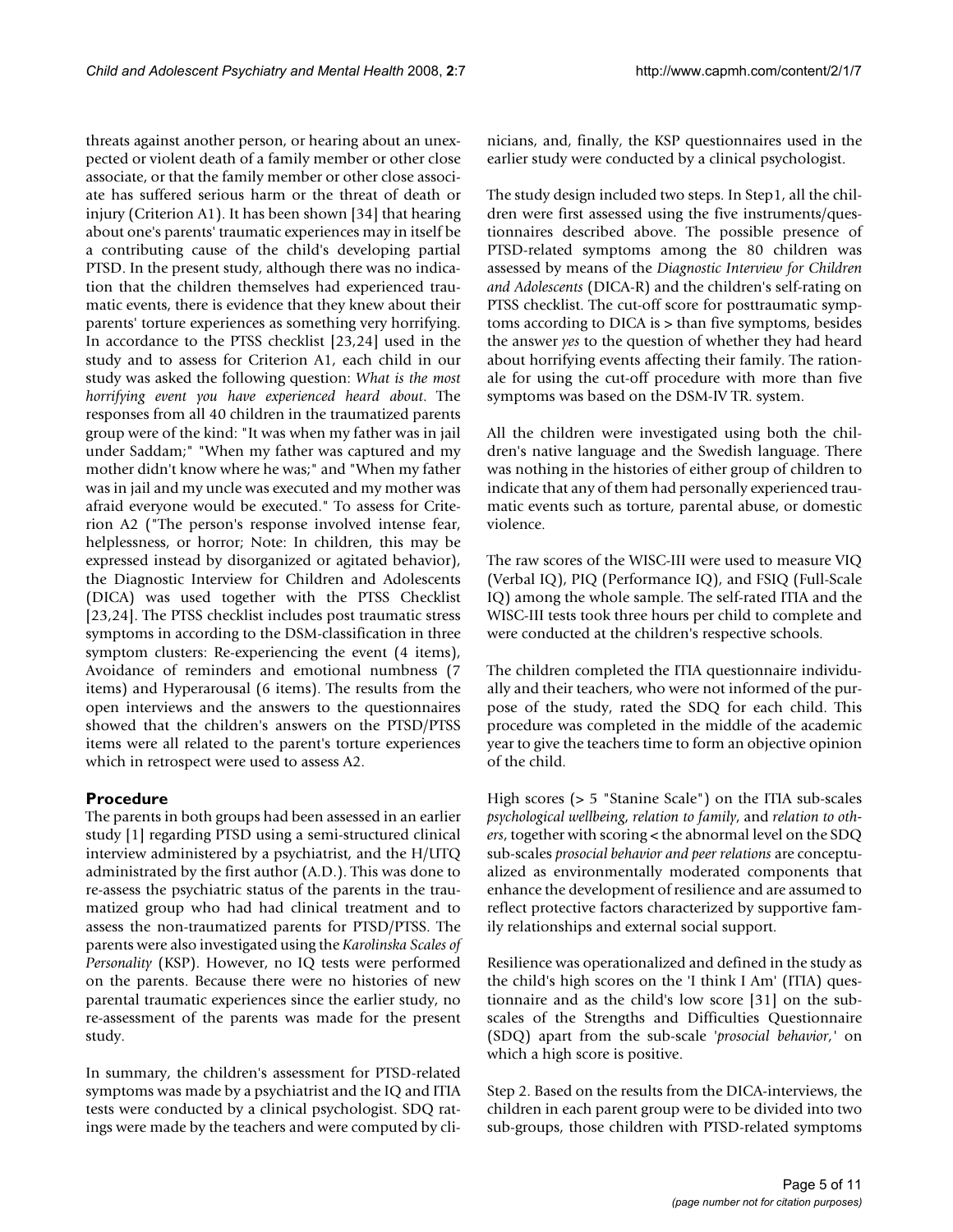threats against another person, or hearing about an unexpected or violent death of a family member or other close associate, or that the family member or other close associate has suffered serious harm or the threat of death or injury (Criterion A1). It has been shown [34] that hearing about one's parents' traumatic experiences may in itself be a contributing cause of the child's developing partial PTSD. In the present study, although there was no indication that the children themselves had experienced traumatic events, there is evidence that they knew about their parents' torture experiences as something very horrifying. In accordance to the PTSS checklist [23,24] used in the study and to assess for Criterion A1, each child in our study was asked the following question: *What is the most horrifying event you have experienced heard about*. The responses from all 40 children in the traumatized parents group were of the kind: "It was when my father was in jail under Saddam;" "When my father was captured and my mother didn't know where he was;" and "When my father was in jail and my uncle was executed and my mother was afraid everyone would be executed." To assess for Criterion A2 ("The person's response involved intense fear, helplessness, or horror; Note: In children, this may be expressed instead by disorganized or agitated behavior), the Diagnostic Interview for Children and Adolescents (DICA) was used together with the PTSS Checklist [23,24]. The PTSS checklist includes post traumatic stress symptoms in according to the DSM-classification in three symptom clusters: Re-experiencing the event (4 items), Avoidance of reminders and emotional numbness (7 items) and Hyperarousal (6 items). The results from the open interviews and the answers to the questionnaires showed that the children's answers on the PTSD/PTSS items were all related to the parent's torture experiences which in retrospect were used to assess A2.

## Procedure

The parents in both groups had been assessed in an earlier study [1] regarding PTSD using a semi-structured clinical interview administered by a psychiatrist, and the H/UTQ administrated by the first author (A.D.). This was done to re-assess the psychiatric status of the parents in the traumatized group who had had clinical treatment and to assess the non-traumatized parents for PTSD/PTSS. The parents were also investigated using the *Karolinska Scales of Personality* (KSP). However, no IQ tests were performed on the parents. Because there were no histories of new parental traumatic experiences since the earlier study, no re-assessment of the parents was made for the present study.

In summary, the children's assessment for PTSD-related symptoms was made by a psychiatrist and the IQ and ITIA tests were conducted by a clinical psychologist. SDQ ratings were made by the teachers and were computed by clinicians, and, finally, the KSP questionnaires used in the earlier study were conducted by a clinical psychologist.

The study design included two steps. In Step1, all the children were first assessed using the five instruments/questionnaires described above. The possible presence of PTSD-related symptoms among the 80 children was assessed by means of the *Diagnostic Interview for Children and Adolescents* (DICA-R) and the children's self-rating on PTSS checklist. The cut-off score for posttraumatic symptoms according to DICA is > than five symptoms, besides the answer *yes* to the question of whether they had heard about horrifying events affecting their family. The rationale for using the cut-off procedure with more than five symptoms was based on the DSM-IV TR. system.

All the children were investigated using both the children's native language and the Swedish language. There was nothing in the histories of either group of children to indicate that any of them had personally experienced traumatic events such as torture, parental abuse, or domestic violence.

The raw scores of the WISC-III were used to measure VIQ (Verbal IQ), PIQ (Performance IQ), and FSIQ (Full-Scale IQ) among the whole sample. The self-rated ITIA and the WISC-III tests took three hours per child to complete and were conducted at the children's respective schools.

The children completed the ITIA questionnaire individually and their teachers, who were not informed of the purpose of the study, rated the SDQ for each child. This procedure was completed in the middle of the academic year to give the teachers time to form an objective opinion of the child.

High scores (> 5 "Stanine Scale") on the ITIA sub-scales *psychological wellbeing*, *relation to family*, and *relation to others*, together with scoring < the abnormal level on the SDQ sub-scales *prosocial behavior and peer relations* are conceptualized as environmentally moderated components that enhance the development of resilience and are assumed to reflect protective factors characterized by supportive family relationships and external social support.

Resilience was operationalized and defined in the study as the child's high scores on the 'I think I Am' (ITIA) questionnaire and as the child's low score [31] on the subscales of the Strengths and Difficulties Questionnaire (SDQ) apart from the sub-scale '*prosocial behavior*,' on which a high score is positive.

Step 2. Based on the results from the DICA-interviews, the children in each parent group were to be divided into two sub-groups, those children with PTSD-related symptoms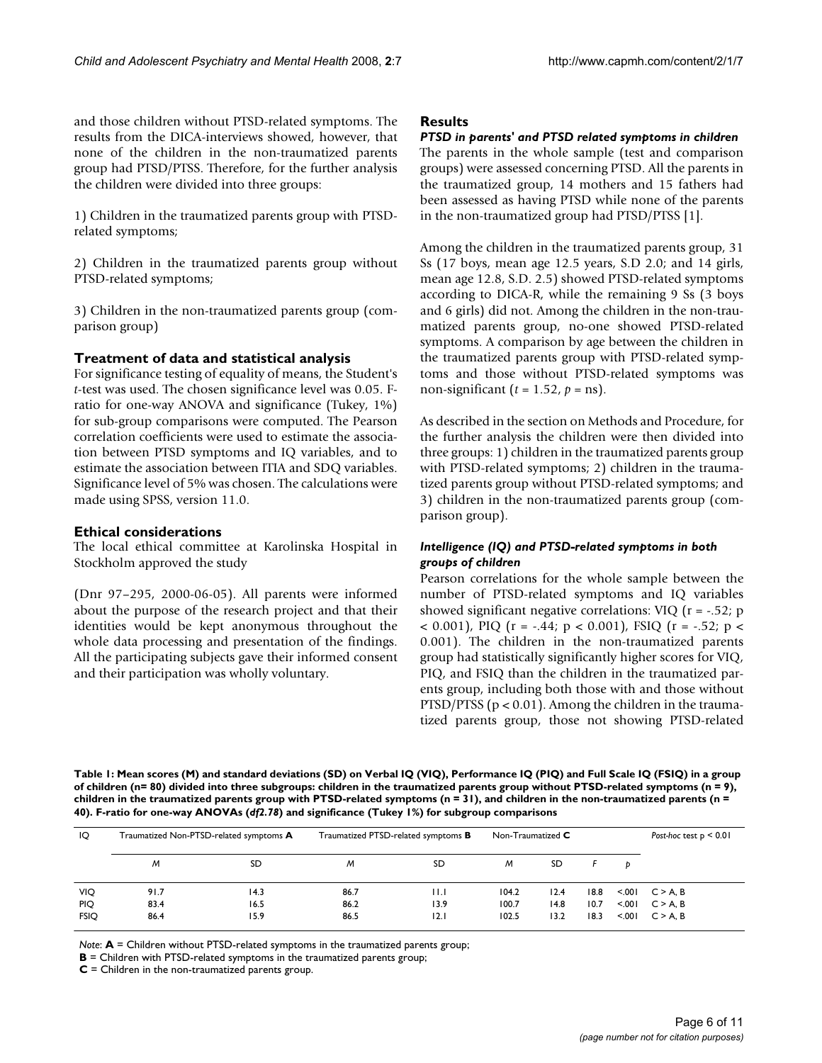and those children without PTSD-related symptoms. The results from the DICA-interviews showed, however, that none of the children in the non-traumatized parents group had PTSD/PTSS. Therefore, for the further analysis the children were divided into three groups:

1) Children in the traumatized parents group with PTSD-related symptoms;

2) Children in the traumatized parents group without PTSD-related symptoms;

3) Children in the non-traumatized parents group (comparison group)

### Treatment of data and statistical analysis

For significance testing of equality of means, the Student's *t*-test was used. The chosen significance level was 0.05. F-ratio for one-way ANOVA and significance (Tukey, 1%) for sub-group comparisons were computed. The Pearson correlation coefficients were used to estimate the association between PTSD symptoms and IQ variables, and to estimate the association between ITIA and SDQ variables. Significance level of 5% was chosen. The calculations were made using SPSS, version 11.0.

### Ethical considerations

The local ethical committee at Karolinska Hospital in Stockholm approved the study

(Dnr 97–295, 2000-06-05). All parents were informed about the purpose of the research project and that their identities would be kept anonymous throughout the whole data processing and presentation of the findings. All the participating subjects gave their informed consent and their participation was wholly voluntary.

## Results

### *PTSD in parents' and PTSD related symptoms in children*

The parents in the whole sample (test and comparison groups) were assessed concerning PTSD. All the parents in the traumatized group, 14 mothers and 15 fathers had been assessed as having PTSD while none of the parents in the non-traumatized group had PTSD/PTSS [1].

Among the children in the traumatized parents group, 31 Ss (17 boys, mean age 12.5 years, S.D 2.0; and 14 girls, mean age 12.8, S.D. 2.5) showed PTSD-related symptoms according to DICA-R, while the remaining 9 Ss (3 boys and 6 girls) did not. Among the children in the non-traumatized parents group, no-one showed PTSD-related symptoms. A comparison by age between the children in the traumatized parents group with PTSD-related symptoms and those without PTSD-related symptoms was non-significant ($t = 1.52$, $p$ = ns).

As described in the section on Methods and Procedure, for the further analysis the children were then divided into three groups: 1) children in the traumatized parents group with PTSD-related symptoms; 2) children in the traumatized parents group without PTSD-related symptoms; and 3) children in the non-traumatized parents group (comparison group).

### *Intelligence (IQ) and PTSD-related symptoms in both groups of children*

Pearson correlations for the whole sample between the number of PTSD-related symptoms and IQ variables showed significant negative correlations: VIQ ($r = -.52$; $p < 0.001$), PIQ ($r = -.44$; $p < 0.001$), FSIQ ($r = -.52$; $p < 0.001$). The children in the non-traumatized parents group had statistically significantly higher scores for VIQ, PIQ, and FSIQ than the children in the traumatized parents group, including both those with and those without PTSD/PTSS ($p < 0.01$). Among the children in the traumatized parents group, those not showing PTSD-related

**Table 1: Mean scores (M) and standard deviations (SD) on Verbal IQ (VIQ), Performance IQ (PIQ) and Full Scale IQ (FSIQ) in a group of children (n= 80) divided into three subgroups: children in the traumatized parents group without PTSD-related symptoms (n = 9), children in the traumatized parents group with PTSD-related symptoms (n = 31), and children in the non-traumatized parents (n = 40). F-ratio for one-way ANOVAs (*df2.78*) and significance (Tukey 1%) for subgroup comparisons**

| IQ | Traumatized Non-PTSD-related symptoms **A** | | Traumatized PTSD-related symptoms **B** | | Non-Traumatized **C** | | | | *Post-hoc* test $p < 0.01$ |
|---|---|---|---|---|---|---|---|---|---|
| | *M* | SD | *M* | SD | *M* | SD | *F* | *p* | |
| VIQ | 91.7 | 14.3 | 86.7 | 11.1 | 104.2 | 12.4 | 18.8 | <.001 | C > A, B |
| PIQ | 83.4 | 16.5 | 86.2 | 13.9 | 100.7 | 14.8 | 10.7 | <.001 | C > A, B |
| FSIQ | 86.4 | 15.9 | 86.5 | 12.1 | 102.5 | 13.2 | 18.3 | <.001 | C > A, B |

*Note*: **A** = Children without PTSD-related symptoms in the traumatized parents group;
**B** = Children with PTSD-related symptoms in the traumatized parents group;
**C** = Children in the non-traumatized parents group.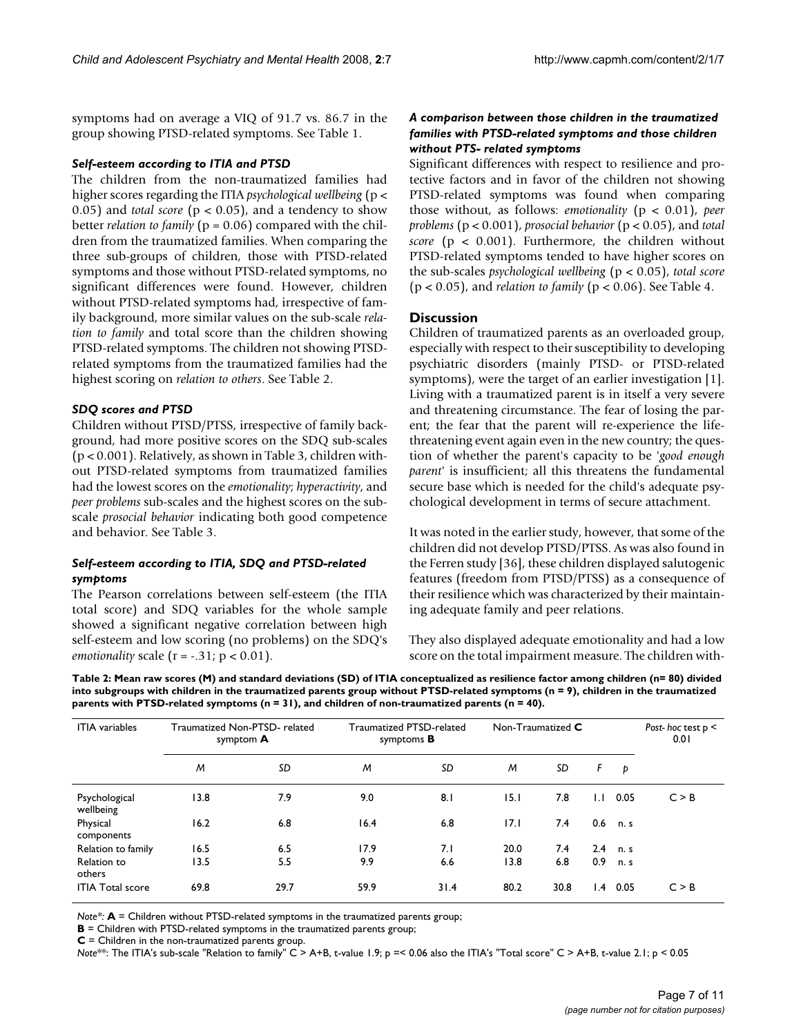symptoms had on average a VIQ of 91.7 vs. 86.7 in the group showing PTSD-related symptoms. See Table 1.

### *Self-esteem according to ITIA and PTSD*

The children from the non-traumatized families had higher scores regarding the ITIA *psychological wellbeing* ($p < 0.05$) and *total score* ($p < 0.05$), and a tendency to show better *relation to family* ($p = 0.06$) compared with the children from the traumatized families. When comparing the three sub-groups of children, those with PTSD-related symptoms and those without PTSD-related symptoms, no significant differences were found. However, children without PTSD-related symptoms had, irrespective of family background, more similar values on the sub-scale *relation to family* and total score than the children showing PTSD-related symptoms. The children not showing PTSD-related symptoms from the traumatized families had the highest scoring on *relation to others*. See Table 2.

### *SDQ scores and PTSD*

Children without PTSD/PTSS, irrespective of family background, had more positive scores on the SDQ sub-scales ($p < 0.001$). Relatively, as shown in Table 3, children without PTSD-related symptoms from traumatized families had the lowest scores on the *emotionality*; *hyperactivity*, and *peer problems* sub-scales and the highest scores on the sub-scale *prosocial behavior* indicating both good competence and behavior. See Table 3.

### *Self-esteem according to ITIA, SDQ and PTSD-related symptoms*

The Pearson correlations between self-esteem (the ITIA total score) and SDQ variables for the whole sample showed a significant negative correlation between high self-esteem and low scoring (no problems) on the SDQ's *emotionality* scale ($r = -.31$; $p < 0.01$).

### *A comparison between those children in the traumatized families with PTSD-related symptoms and those children without PTS- related symptoms*

Significant differences with respect to resilience and protective factors and in favor of the children not showing PTSD-related symptoms was found when comparing those without, as follows: *emotionality* ($p < 0.01$), *peer problems* ($p < 0.001$), *prosocial behavior* ($p < 0.05$), and *total score* ($p < 0.001$). Furthermore, the children without PTSD-related symptoms tended to have higher scores on the sub-scales *psychological wellbeing* ($p < 0.05$), *total score* ($p < 0.05$), and *relation to family* ($p < 0.06$). See Table 4.

## Discussion

Children of traumatized parents as an overloaded group, especially with respect to their susceptibility to developing psychiatric disorders (mainly PTSD- or PTSD-related symptoms), were the target of an earlier investigation [1]. Living with a traumatized parent is in itself a very severe and threatening circumstance. The fear of losing the parent; the fear that the parent will re-experience the life-threatening event again even in the new country; the question of whether the parent's capacity to be '*good enough parent*' is insufficient; all this threatens the fundamental secure base which is needed for the child's adequate psychological development in terms of secure attachment.

It was noted in the earlier study, however, that some of the children did not develop PTSD/PTSS. As was also found in the Ferren study [36], these children displayed salutogenic features (freedom from PTSD/PTSS) as a consequence of their resilience which was characterized by their maintaining adequate family and peer relations.

They also displayed adequate emotionality and had a low score on the total impairment measure. The children with-

**Table 2: Mean raw scores (M) and standard deviations (SD) of ITIA conceptualized as resilience factor among children (n= 80) divided into subgroups with children in the traumatized parents group without PTSD-related symptoms (n = 9), children in the traumatized parents with PTSD-related symptoms (n = 31), and children of non-traumatized parents (n = 40).**

| ITIA variables | Traumatized Non-PTSD- related symptom **A** | | Traumatized PTSD-related symptoms **B** | | Non-Traumatized **C** | | | | *Post- hoc* test p < 0.01 |
|---|---|---|---|---|---|---|---|---|---|
| | *M* | *SD* | *M* | *SD* | *M* | *SD* | *F* | *p* | |
| Psychological wellbeing | 13.8 | 7.9 | 9.0 | 8.1 | 15.1 | 7.8 | 1.1 | 0.05 | C > B |
| Physical components | 16.2 | 6.8 | 16.4 | 6.8 | 17.1 | 7.4 | 0.6 | n. s | |
| Relation to family | 16.5 | 6.5 | 17.9 | 7.1 | 20.0 | 7.4 | 2.4 | n. s | |
| Relation to others | 13.5 | 5.5 | 9.9 | 6.6 | 13.8 | 6.8 | 0.9 | n. s | |
| ITIA Total score | 69.8 | 29.7 | 59.9 | 31.4 | 80.2 | 30.8 | 1.4 | 0.05 | C > B |

*Note*\*: **A** = Children without PTSD-related symptoms in the traumatized parents group;
**B** = Children with PTSD-related symptoms in the traumatized parents group;
**C** = Children in the non-traumatized parents group.
*Note*\*\*: The ITIA's sub-scale "Relation to family" C > A+B, t-value 1.9; p =< 0.06 also the ITIA's "Total score" C > A+B, t-value 2.1; p < 0.05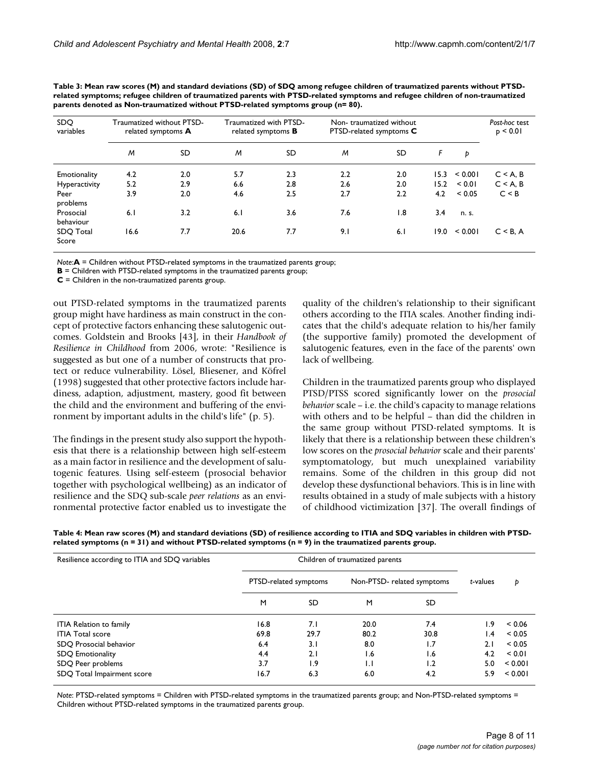**Table 3: Mean raw scores (M) and standard deviations (SD) of SDQ among refugee children of traumatized parents without PTSD-related symptoms; refugee children of traumatized parents with PTSD-related symptoms and refugee children of non-traumatized parents denoted as Non-traumatized without PTSD-related symptoms group (n= 80).**

| SDQ variables | Traumatized without PTSD-related symptoms **A** | | Traumatized with PTSD-related symptoms **B** | | Non- traumatized without PTSD-related symptoms **C** | | | | *Post-hoc* test p < 0.01 |
|---|---|---|---|---|---|---|---|---|---|
| | *M* | SD | *M* | SD | *M* | SD | *F* | *p* | |
| Emotionality | 4.2 | 2.0 | 5.7 | 2.3 | 2.2 | 2.0 | 15.3 | < 0.001 | C < A, B |
| Hyperactivity | 5.2 | 2.9 | 6.6 | 2.8 | 2.6 | 2.0 | 15.2 | < 0.01 | C < A, B |
| Peer problems | 3.9 | 2.0 | 4.6 | 2.5 | 2.7 | 2.2 | 4.2 | < 0.05 | C < B |
| Prosocial behaviour | 6.1 | 3.2 | 6.1 | 3.6 | 7.6 | 1.8 | 3.4 | n. s. | |
| SDQ Total Score | 16.6 | 7.7 | 20.6 | 7.7 | 9.1 | 6.1 | 19.0 | < 0.001 | C < B, A |

*Note*:**A** = Children without PTSD-related symptoms in the traumatized parents group;
**B** = Children with PTSD-related symptoms in the traumatized parents group;
**C** = Children in the non-traumatized parents group.

out PTSD-related symptoms in the traumatized parents group might have hardiness as main construct in the concept of protective factors enhancing these salutogenic outcomes. Goldstein and Brooks [43], in their *Handbook of Resilience in Childhood* from 2006, wrote: "Resilience is suggested as but one of a number of constructs that protect or reduce vulnerability. Lösel, Bliesener, and Köfrel (1998) suggested that other protective factors include hardiness, adaption, adjustment, mastery, good fit between the child and the environment and buffering of the environment by important adults in the child's life" (p. 5).

The findings in the present study also support the hypothesis that there is a relationship between high self-esteem as a main factor in resilience and the development of salutogenic features. Using self-esteem (prosocial behavior together with psychological wellbeing) as an indicator of resilience and the SDQ sub-scale *peer relations* as an environmental protective factor enabled us to investigate the quality of the children's relationship to their significant others according to the ITIA scales. Another finding indicates that the child's adequate relation to his/her family (the supportive family) promoted the development of salutogenic features, even in the face of the parents' own lack of wellbeing.

Children in the traumatized parents group who displayed PTSD/PTSS scored significantly lower on the *prosocial behavior* scale – i.e. the child's capacity to manage relations with others and to be helpful – than did the children in the same group without PTSD-related symptoms. It is likely that there is a relationship between these children's low scores on the *prosocial behavior* scale and their parents' symptomatology, but much unexplained variability remains. Some of the children in this group did not develop these dysfunctional behaviors. This is in line with results obtained in a study of male subjects with a history of childhood victimization [37]. The overall findings of

**Table 4: Mean raw scores (M) and standard deviations (SD) of resilience according to ITIA and SDQ variables in children with PTSD-related symptoms (n = 31) and without PTSD-related symptoms (n = 9) in the traumatized parents group.**

| Resilience according to ITIA and SDQ variables | Children of traumatized parents | | | | | |
|---|---|---|---|---|---|---|
| | PTSD-related symptoms | | Non-PTSD- related symptoms | | *t*-values | *p* |
| | M | SD | M | SD | | |
| ITIA Relation to family | 16.8 | 7.1 | 20.0 | 7.4 | 1.9 | < 0.06 |
| ITIA Total score | 69.8 | 29.7 | 80.2 | 30.8 | 1.4 | < 0.05 |
| SDQ Prosocial behavior | 6.4 | 3.1 | 8.0 | 1.7 | 2.1 | < 0.05 |
| SDQ Emotionality | 4.4 | 2.1 | 1.6 | 1.6 | 4.2 | < 0.01 |
| SDQ Peer problems | 3.7 | 1.9 | 1.1 | 1.2 | 5.0 | < 0.001 |
| SDQ Total Impairment score | 16.7 | 6.3 | 6.0 | 4.2 | 5.9 | < 0.001 |

*Note*: PTSD-related symptoms = Children with PTSD-related symptoms in the traumatized parents group; and Non-PTSD-related symptoms = Children without PTSD-related symptoms in the traumatized parents group.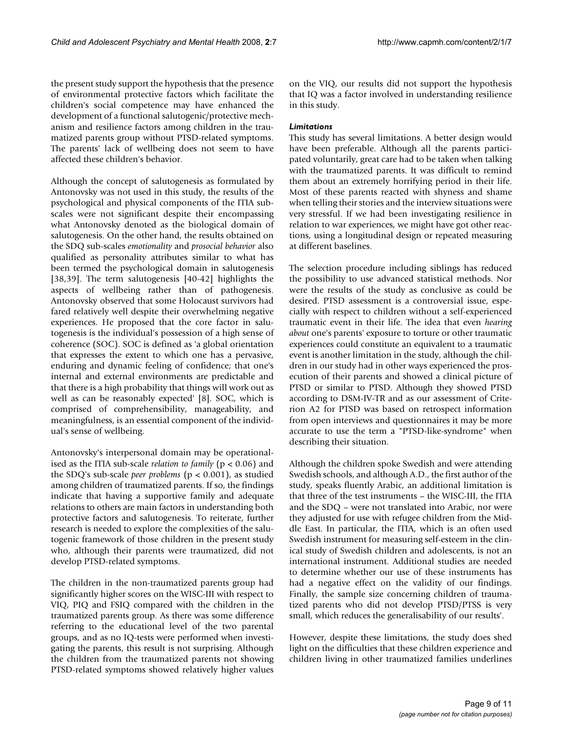the present study support the hypothesis that the presence of environmental protective factors which facilitate the children's social competence may have enhanced the development of a functional salutogenic/protective mechanism and resilience factors among children in the traumatized parents group without PTSD-related symptoms. The parents' lack of wellbeing does not seem to have affected these children's behavior.

Although the concept of salutogenesis as formulated by Antonovsky was not used in this study, the results of the psychological and physical components of the ITIA subscales were not significant despite their encompassing what Antonovsky denoted as the biological domain of salutogenesis. On the other hand, the results obtained on the SDQ sub-scales *emotionality* and *prosocial behavior* also qualified as personality attributes similar to what has been termed the psychological domain in salutogenesis [38,39]. The term salutogenesis [40-42] highlights the aspects of wellbeing rather than of pathogenesis. Antonovsky observed that some Holocaust survivors had fared relatively well despite their overwhelming negative experiences. He proposed that the core factor in salutogenesis is the individual's possession of a high sense of coherence (SOC). SOC is defined as 'a global orientation that expresses the extent to which one has a pervasive, enduring and dynamic feeling of confidence; that one's internal and external environments are predictable and that there is a high probability that things will work out as well as can be reasonably expected' [8]. SOC, which is comprised of comprehensibility, manageability, and meaningfulness, is an essential component of the individual's sense of wellbeing.

Antonovsky's interpersonal domain may be operationalised as the ITIA sub-scale *relation to family* ($p < 0.06$) and the SDQ's sub-scale *peer problems* ($p < 0.001$), as studied among children of traumatized parents. If so, the findings indicate that having a supportive family and adequate relations to others are main factors in understanding both protective factors and salutogenesis. To reiterate, further research is needed to explore the complexities of the salutogenic framework of those children in the present study who, although their parents were traumatized, did not develop PTSD-related symptoms.

The children in the non-traumatized parents group had significantly higher scores on the WISC-III with respect to VIQ, PIQ and FSIQ compared with the children in the traumatized parents group. As there was some difference referring to the educational level of the two parental groups, and as no IQ-tests were performed when investigating the parents, this result is not surprising. Although the children from the traumatized parents not showing PTSD-related symptoms showed relatively higher values on the VIQ, our results did not support the hypothesis that IQ was a factor involved in understanding resilience in this study.

#### *Limitations*

This study has several limitations. A better design would have been preferable. Although all the parents participated voluntarily, great care had to be taken when talking with the traumatized parents. It was difficult to remind them about an extremely horrifying period in their life. Most of these parents reacted with shyness and shame when telling their stories and the interview situations were very stressful. If we had been investigating resilience in relation to war experiences, we might have got other reactions, using a longitudinal design or repeated measuring at different baselines.

The selection procedure including siblings has reduced the possibility to use advanced statistical methods. Nor were the results of the study as conclusive as could be desired. PTSD assessment is a controversial issue, especially with respect to children without a self-experienced traumatic event in their life. The idea that even *hearing about* one's parents' exposure to torture or other traumatic experiences could constitute an equivalent to a traumatic event is another limitation in the study, although the children in our study had in other ways experienced the prosecution of their parents and showed a clinical picture of PTSD or similar to PTSD. Although they showed PTSD according to DSM-IV-TR and as our assessment of Criterion A2 for PTSD was based on retrospect information from open interviews and questionnaires it may be more accurate to use the term a "PTSD-like-syndrome" when describing their situation.

Although the children spoke Swedish and were attending Swedish schools, and although A.D., the first author of the study, speaks fluently Arabic, an additional limitation is that three of the test instruments – the WISC-III, the ITIA and the SDQ – were not translated into Arabic, nor were they adjusted for use with refugee children from the Middle East. In particular, the ITIA, which is an often used Swedish instrument for measuring self-esteem in the clinical study of Swedish children and adolescents, is not an international instrument. Additional studies are needed to determine whether our use of these instruments has had a negative effect on the validity of our findings. Finally, the sample size concerning children of traumatized parents who did not develop PTSD/PTSS is very small, which reduces the generalisability of our results'.

However, despite these limitations, the study does shed light on the difficulties that these children experience and children living in other traumatized families underlines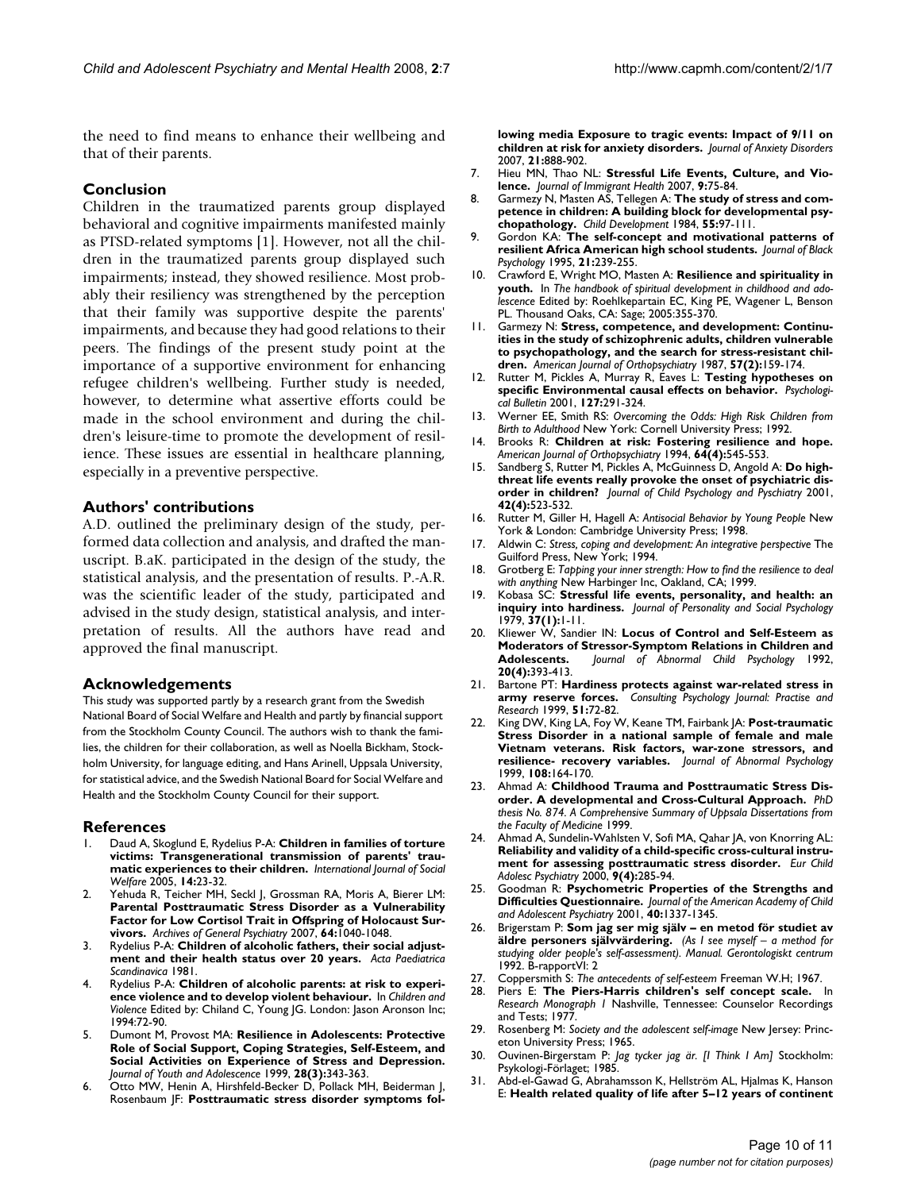the need to find means to enhance their wellbeing and that of their parents.

## Conclusion

Children in the traumatized parents group displayed behavioral and cognitive impairments manifested mainly as PTSD-related symptoms [1]. However, not all the children in the traumatized parents group displayed such impairments; instead, they showed resilience. Most probably their resiliency was strengthened by the perception that their family was supportive despite the parents' impairments, and because they had good relations to their peers. The findings of the present study point at the importance of a supportive environment for enhancing refugee children's wellbeing. Further study is needed, however, to determine what assertive efforts could be made in the school environment and during the children's leisure-time to promote the development of resilience. These issues are essential in healthcare planning, especially in a preventive perspective.

## Authors' contributions

A.D. outlined the preliminary design of the study, performed data collection and analysis, and drafted the manuscript. B.aK. participated in the design of the study, the statistical analysis, and the presentation of results. P.-A.R. was the scientific leader of the study, participated and advised in the study design, statistical analysis, and interpretation of results. All the authors have read and approved the final manuscript.

## Acknowledgements

This study was supported partly by a research grant from the Swedish National Board of Social Welfare and Health and partly by financial support from the Stockholm County Council. The authors wish to thank the families, the children for their collaboration, as well as Noella Bickham, Stockholm University, for language editing, and Hans Arinell, Uppsala University, for statistical advice, and the Swedish National Board for Social Welfare and Health and the Stockholm County Council for their support.

## References

1. Daud A, Skoglund E, Rydelius P-A: **Children in families of torture victims: Transgenerational transmission of parents' traumatic experiences to their children.** *International Journal of Social Welfare* 2005, **14:**23-32.
2. Yehuda R, Teicher MH, Seckl J, Grossman RA, Moris A, Bierer LM: **Parental Posttraumatic Stress Disorder as a Vulnerability Factor for Low Cortisol Trait in Offspring of Holocaust Survivors.** *Archives of General Psychiatry* 2007, **64:**1040-1048.
3. Rydelius P-A: **Children of alcoholic fathers, their social adjustment and their health status over 20 years.** *Acta Paediatrica Scandinavica* 1981.
4. Rydelius P-A: **Children of alcoholic parents: at risk to experience violence and to develop violent behaviour.** In *Children and Violence* Edited by: Chiland C, Young JG. London: Jason Aronson Inc; 1994:72-90.
5. Dumont M, Provost MA: **Resilience in Adolescents: Protective Role of Social Support, Coping Strategies, Self-Esteem, and Social Activities on Experience of Stress and Depression.** *Journal of Youth and Adolescence* 1999, **28(3):**343-363.
6. Otto MW, Henin A, Hirshfeld-Becker D, Pollack MH, Beiderman J, Rosenbaum JF: **Posttraumatic stress disorder symptoms following media Exposure to tragic events: Impact of 9/11 on children at risk for anxiety disorders.** *Journal of Anxiety Disorders* 2007, **21:**888-902.
7. Hieu MN, Thao NL: **Stressful Life Events, Culture, and Violence.** *Journal of Immigrant Health* 2007, **9:**75-84.
8. Garmezy N, Masten AS, Tellegen A: **The study of stress and competence in children: A building block for developmental psychopathology.** *Child Development* 1984, **55:**97-111.
9. Gordon KA: **The self-concept and motivational patterns of resilient Africa American high school students.** *Journal of Black Psychology* 1995, **21:**239-255.
10. Crawford E, Wright MO, Masten A: **Resilience and spirituality in youth.** In *The handbook of spiritual development in childhood and adolescence* Edited by: Roehlkepartain EC, King PE, Wagener L, Benson PL. Thousand Oaks, CA: Sage; 2005:355-370.
11. Garmezy N: **Stress, competence, and development: Continuities in the study of schizophrenic adults, children vulnerable to psychopathology, and the search for stress-resistant children.** *American Journal of Orthopsychiatry* 1987, **57(2):**159-174.
12. Rutter M, Pickles A, Murray R, Eaves L: **Testing hypotheses on specific Environmental causal effects on behavior.** *Psychological Bulletin* 2001, **127:**291-324.
13. Werner EE, Smith RS: *Overcoming the Odds: High Risk Children from Birth to Adulthood* New York: Cornell University Press; 1992.
14. Brooks R: **Children at risk: Fostering resilience and hope.** *American Journal of Orthopsychiatry* 1994, **64(4):**545-553.
15. Sandberg S, Rutter M, Pickles A, McGuinness D, Angold A: **Do high-threat life events really provoke the onset of psychiatric disorder in children?** *Journal of Child Psychology and Psychiatry* 2001, **42(4):**523-532.
16. Rutter M, Giller H, Hagell A: *Antisocial Behavior by Young People* New York & London: Cambridge University Press; 1998.
17. Aldwin C: *Stress, coping and development: An integrative perspective* The Guilford Press, New York; 1994.
18. Grotberg E: *Tapping your inner strength: How to find the resilience to deal with anything* New Harbinger Inc, Oakland, CA; 1999.
19. Kobasa SC: **Stressful life events, personality, and health: an inquiry into hardiness.** *Journal of Personality and Social Psychology* 1979, **37(1):**1-11.
20. Kliewer W, Sandier IN: **Locus of Control and Self-Esteem as Moderators of Stressor-Symptom Relations in Children and Adolescents.** *Journal of Abnormal Child Psychology* 1992, **20(4):**393-413.
21. Bartone PT: **Hardiness protects against war-related stress in army reserve forces.** *Consulting Psychology Journal: Practise and Research* 1999, **51:**72-82.
22. King DW, King LA, Foy W, Keane TM, Fairbank JA: **Post-traumatic Stress Disorder in a national sample of female and male Vietnam veterans. Risk factors, war-zone stressors, and resilience- recovery variables.** *Journal of Abnormal Psychology* 1999, **108:**164-170.
23. Ahmad A: **Childhood Trauma and Posttraumatic Stress Disorder. A developmental and Cross-Cultural Approach.** *PhD thesis No. 874. A Comprehensive Summary of Uppsala Dissertations from the Faculty of Medicine* 1999.
24. Ahmad A, Sundelin-Wahlsten V, Sofi MA, Qahar JA, von Knorring AL: **Reliability and validity of a child-specific cross-cultural instrument for assessing posttraumatic stress disorder.** *Eur Child Adolesc Psychiatry* 2000, **9(4):**285-94.
25. Goodman R: **Psychometric Properties of the Strengths and Difficulties Questionnaire.** *Journal of the American Academy of Child and Adolescent Psychiatry* 2001, **40:**1337-1345.
26. Brigerstam P: **Som jag ser mig själv – en metod för studiet av äldre personers självvärdering.** *(As I see myself – a method for studying older people's self-assessment). Manual. Gerontologiskt centrum* 1992. B-rapportVI: 2
27. Coppersmith S: *The antecedents of self-esteem* Freeman W.H; 1967.
28. Piers E: **The Piers-Harris children's self concept scale.** In *Research Monograph 1* Nashville, Tennessee: Counselor Recordings and Tests; 1977.
29. Rosenberg M: *Society and the adolescent self-image* New Jersey: Princeton University Press; 1965.
30. Ouvinen-Birgerstam P: *Jag tycker jag är. [I Think I Am]* Stockholm: Psykologi-Förlaget; 1985.
31. Abd-el-Gawad G, Abrahamsson K, Hellström AL, Hjalmas K, Hanson E: **Health related quality of life after 5–12 years of continent**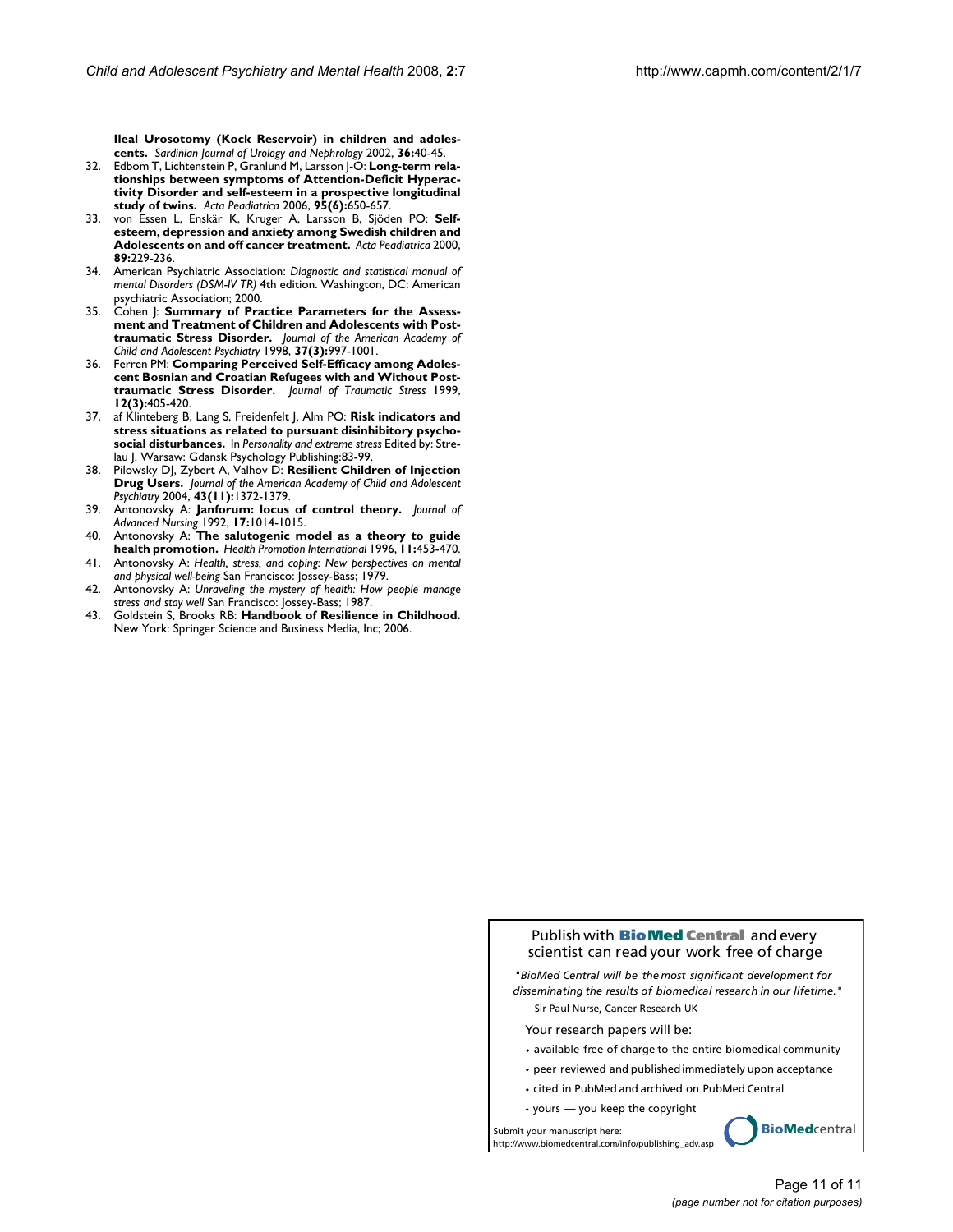**Ileal Urosotomy (Kock Reservoir) in children and adolescents.** *Sardinian Journal of Urology and Nephrology* 2002, **36:**40-45.

32. Edbom T, Lichtenstein P, Granlund M, Larsson J-O: **Long-term relationships between symptoms of Attention-Deficit Hyperactivity Disorder and self-esteem in a prospective longitudinal study of twins.** *Acta Peadiatrica* 2006, **95(6):**650-657.
33. von Essen L, Enskär K, Kruger A, Larsson B, Sjöden PO: **Self-esteem, depression and anxiety among Swedish children and Adolescents on and off cancer treatment.** *Acta Peadiatrica* 2000, **89:**229-236.
34. American Psychiatric Association: *Diagnostic and statistical manual of mental Disorders (DSM-IV TR)* 4th edition. Washington, DC: American psychiatric Association; 2000.
35. Cohen J: **Summary of Practice Parameters for the Assessment and Treatment of Children and Adolescents with Posttraumatic Stress Disorder.** *Journal of the American Academy of Child and Adolescent Psychiatry* 1998, **37(3):**997-1001.
36. Ferren PM: **Comparing Perceived Self-Efficacy among Adolescent Bosnian and Croatian Refugees with and Without Posttraumatic Stress Disorder.** *Journal of Traumatic Stress* 1999, **12(3):**405-420.
37. af Klinteberg B, Lang S, Freidenfelt J, Alm PO: **Risk indicators and stress situations as related to pursuant disinhibitory psychosocial disturbances.** In *Personality and extreme stress* Edited by: Strelau J. Warsaw: Gdansk Psychology Publishing:83-99.
38. Pilowsky DJ, Zybert A, Valhov D: **Resilient Children of Injection Drug Users.** *Journal of the American Academy of Child and Adolescent Psychiatry* 2004, **43(11):**1372-1379.
39. Antonovsky A: **Janforum: locus of control theory.** *Journal of Advanced Nursing* 1992, **17:**1014-1015.
40. Antonovsky A: **The salutogenic model as a theory to guide health promotion.** *Health Promotion International* 1996, **11:**453-470.
41. Antonovsky A: *Health, stress, and coping: New perspectives on mental and physical well-being* San Francisco: Jossey-Bass; 1979.
42. Antonovsky A: *Unraveling the mystery of health: How people manage stress and stay well* San Francisco: Jossey-Bass; 1987.
43. Goldstein S, Brooks RB: **Handbook of Resilience in Childhood.** New York: Springer Science and Business Media, Inc; 2006.

Publish with **BioMed Central** and every scientist can read your work free of charge

*"BioMed Central will be the most significant development for disseminating the results of biomedical research in our lifetime."*
Sir Paul Nurse, Cancer Research UK

Your research papers will be:

- available free of charge to the entire biomedical community
- peer reviewed and published immediately upon acceptance
- cited in PubMed and archived on PubMed Central
- yours — you keep the copyright

Submit your manuscript here:
http://www.biomedcentral.com/info/publishing_adv.asp

BioMedcentral